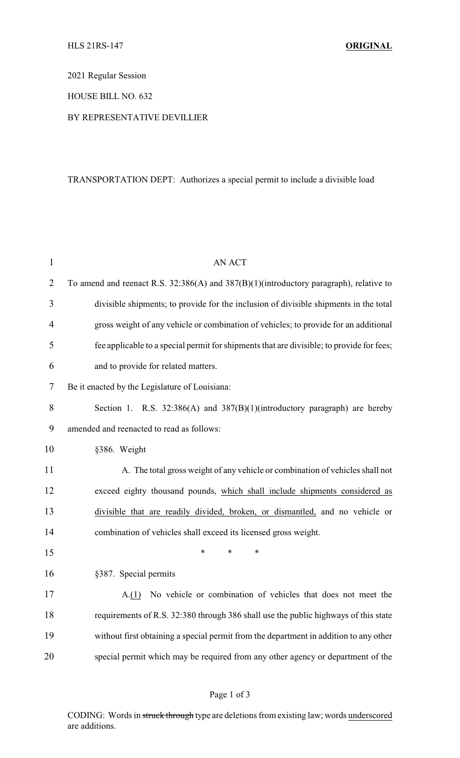HLS 21RS-147 **ORIGINAL**

2021 Regular Session

HOUSE BILL NO. 632

BY REPRESENTATIVE DEVILLIER

TRANSPORTATION DEPT: Authorizes a special permit to include a divisible load

AN ACT

To amend and reenact R.S. 32:386(A) and 387(B)(1)(introductory paragraph), relative to divisible shipments; to provide for the inclusion of divisible shipments in the total gross weight of any vehicle or combination of vehicles; to provide for an additional fee applicable to a special permit for shipments that are divisible; to provide for fees; and to provide for related matters.

Be it enacted by the Legislature of Louisiana:

Section 1. R.S. 32:386(A) and 387(B)(1)(introductory paragraph) are hereby amended and reenacted to read as follows:

§386. Weight

A. The total gross weight of any vehicle or combination of vehicles shall not exceed eighty thousand pounds, <u>which shall include shipments considered as divisible that are readily divided, broken, or dismantled,</u> and no vehicle or combination of vehicles shall exceed its licensed gross weight.

\* \* \*

§387. Special permits

A.<u>(1)</u> No vehicle or combination of vehicles that does not meet the requirements of R.S. 32:380 through 386 shall use the public highways of this state without first obtaining a special permit from the department in addition to any other special permit which may be required from any other agency or department of the

CODING: Words in ~~struck through~~ type are deletions from existing law; words <u>underscored</u> are additions.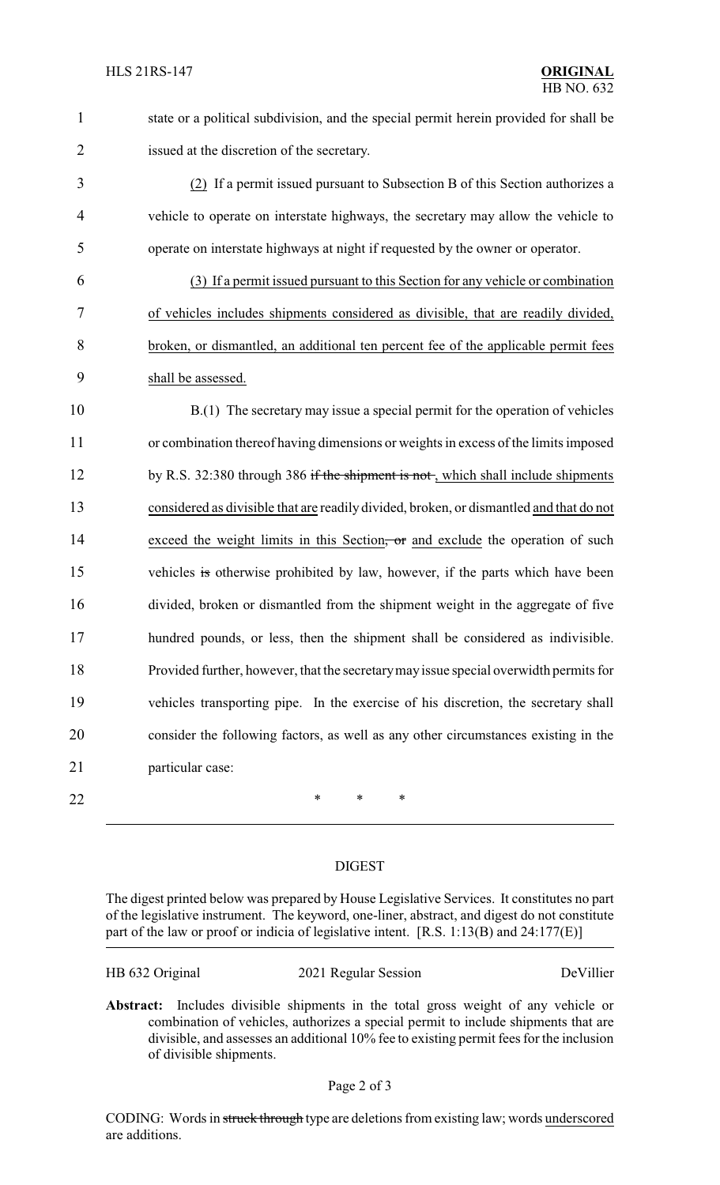state or a political subdivision, and the special permit herein provided for shall be issued at the discretion of the secretary.

(2) If a permit issued pursuant to Subsection B of this Section authorizes a vehicle to operate on interstate highways, the secretary may allow the vehicle to operate on interstate highways at night if requested by the owner or operator.

(3) If a permit issued pursuant to this Section for any vehicle or combination of vehicles includes shipments considered as divisible, that are readily divided, broken, or dismantled, an additional ten percent fee of the applicable permit fees shall be assessed.

B.(1) The secretary may issue a special permit for the operation of vehicles or combination thereof having dimensions or weights in excess of the limits imposed by R.S. 32:380 through 386 ~~if the shipment is not~~ , which shall include shipments considered as divisible that are readily divided, broken, or dismantled and that do not exceed the weight limits in this Section~~, or~~ and exclude the operation of such vehicles ~~is~~ otherwise prohibited by law, however, if the parts which have been divided, broken or dismantled from the shipment weight in the aggregate of five hundred pounds, or less, then the shipment shall be considered as indivisible. Provided further, however, that the secretary may issue special overwidth permits for vehicles transporting pipe. In the exercise of his discretion, the secretary shall consider the following factors, as well as any other circumstances existing in the particular case:

\* \* \*

## DIGEST

The digest printed below was prepared by House Legislative Services. It constitutes no part of the legislative instrument. The keyword, one-liner, abstract, and digest do not constitute part of the law or proof or indicia of legislative intent. [R.S. 1:13(B) and 24:177(E)]

HB 632 Original | 2021 Regular Session | DeVillier

**Abstract:** Includes divisible shipments in the total gross weight of any vehicle or combination of vehicles, authorizes a special permit to include shipments that are divisible, and assesses an additional 10% fee to existing permit fees for the inclusion of divisible shipments.

CODING: Words in ~~struck through~~ type are deletions from existing law; words underscored are additions.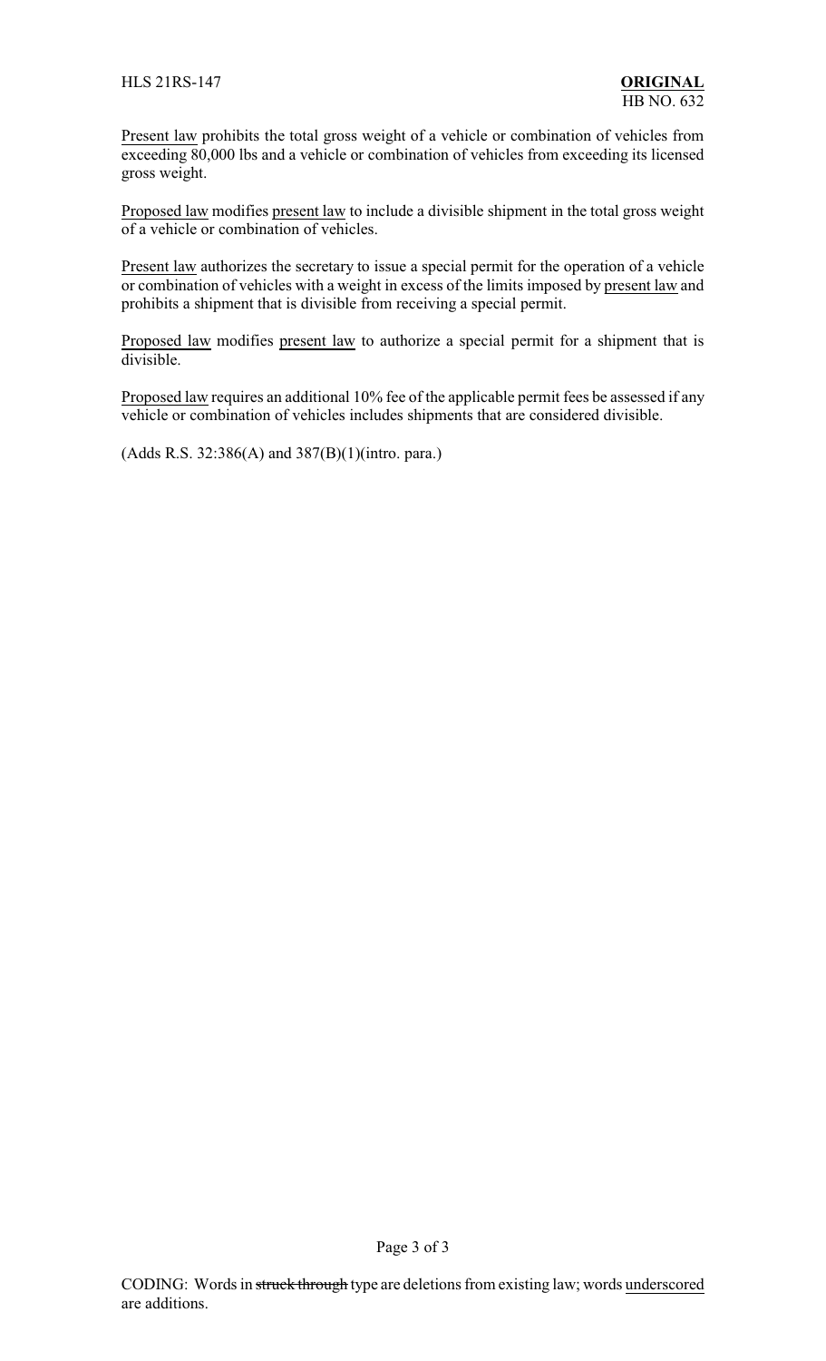Present law prohibits the total gross weight of a vehicle or combination of vehicles from exceeding 80,000 lbs and a vehicle or combination of vehicles from exceeding its licensed gross weight.

Proposed law modifies present law to include a divisible shipment in the total gross weight of a vehicle or combination of vehicles.

Present law authorizes the secretary to issue a special permit for the operation of a vehicle or combination of vehicles with a weight in excess of the limits imposed by present law and prohibits a shipment that is divisible from receiving a special permit.

Proposed law modifies present law to authorize a special permit for a shipment that is divisible.

Proposed law requires an additional 10% fee of the applicable permit fees be assessed if any vehicle or combination of vehicles includes shipments that are considered divisible.

(Adds R.S. 32:386(A) and 387(B)(1)(intro. para.)

CODING: Words in ~~struck through~~ type are deletions from existing law; words underscored are additions.